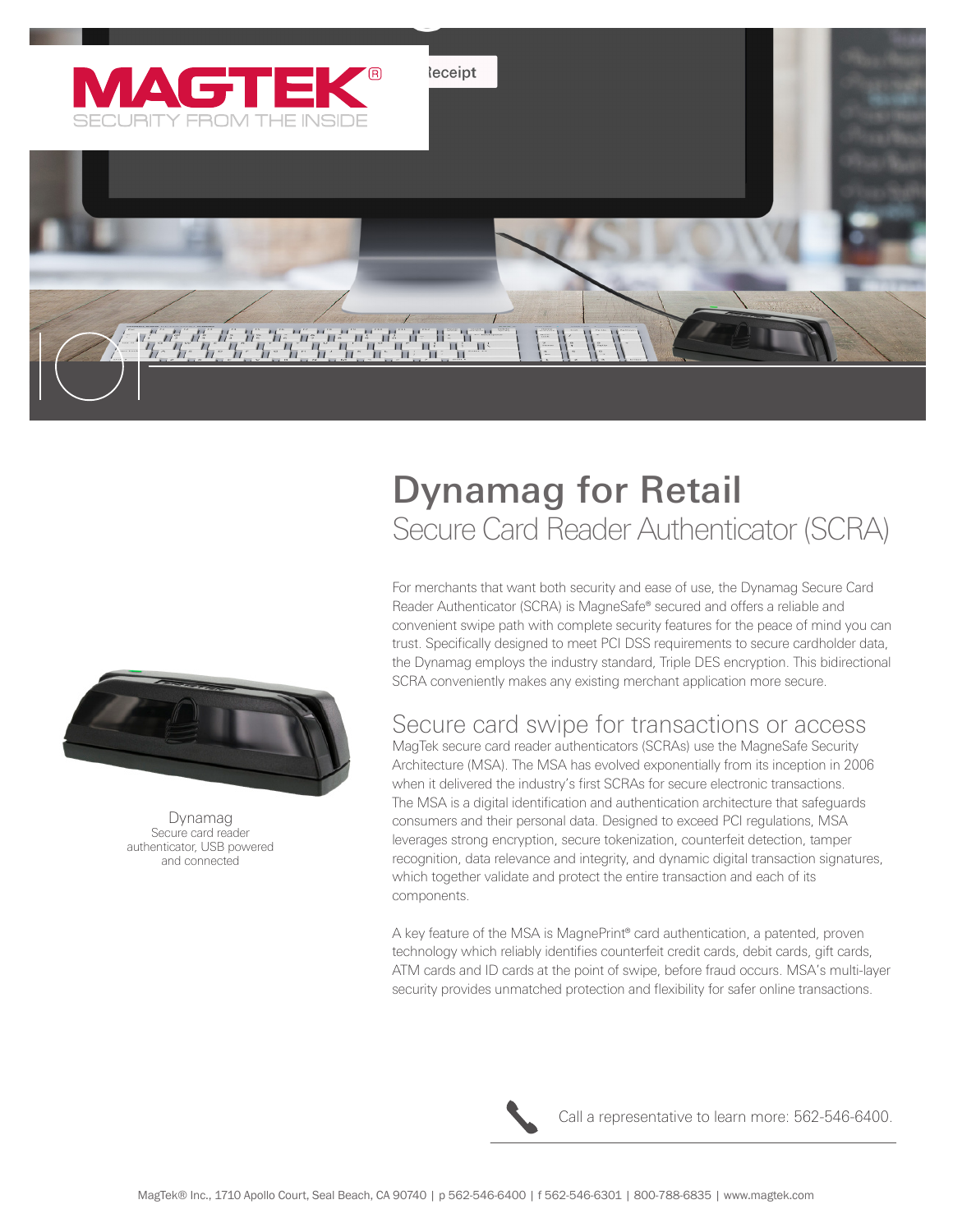MAGTEK®
SECURITY FROM THE INSIDE

# Dynamag for Retail

## Secure Card Reader Authenticator (SCRA)

For merchants that want both security and ease of use, the Dynamag Secure Card Reader Authenticator (SCRA) is MagneSafe® secured and offers a reliable and convenient swipe path with complete security features for the peace of mind you can trust. Specifically designed to meet PCI DSS requirements to secure cardholder data, the Dynamag employs the industry standard, Triple DES encryption. This bidirectional SCRA conveniently makes any existing merchant application more secure.

Dynamag
Secure card reader authenticator, USB powered and connected

## Secure card swipe for transactions or access

MagTek secure card reader authenticators (SCRAs) use the MagneSafe Security Architecture (MSA). The MSA has evolved exponentially from its inception in 2006 when it delivered the industry's first SCRAs for secure electronic transactions. The MSA is a digital identification and authentication architecture that safeguards consumers and their personal data. Designed to exceed PCI regulations, MSA leverages strong encryption, secure tokenization, counterfeit detection, tamper recognition, data relevance and integrity, and dynamic digital transaction signatures, which together validate and protect the entire transaction and each of its components.

A key feature of the MSA is MagnePrint® card authentication, a patented, proven technology which reliably identifies counterfeit credit cards, debit cards, gift cards, ATM cards and ID cards at the point of swipe, before fraud occurs. MSA's multi-layer security provides unmatched protection and flexibility for safer online transactions.

Call a representative to learn more: 562-546-6400.

MagTek® Inc., 1710 Apollo Court, Seal Beach, CA 90740 | p 562-546-6400 | f 562-546-6301 | 800-788-6835 | www.magtek.com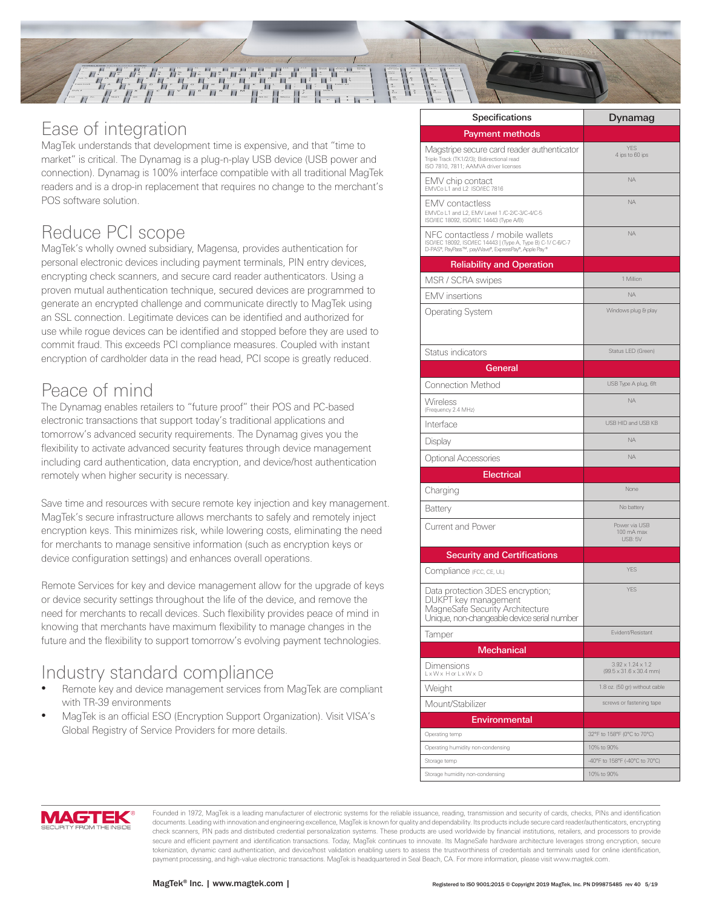## Ease of integration

MagTek understands that development time is expensive, and that "time to market" is critical. The Dynamag is a plug-n-play USB device (USB power and connection). Dynamag is 100% interface compatible with all traditional MagTek readers and is a drop-in replacement that requires no change to the merchant's POS software solution.

## Reduce PCI scope

MagTek's wholly owned subsidiary, Magensa, provides authentication for personal electronic devices including payment terminals, PIN entry devices, encrypting check scanners, and secure card reader authenticators. Using a proven mutual authentication technique, secured devices are programmed to generate an encrypted challenge and communicate directly to MagTek using an SSL connection. Legitimate devices can be identified and authorized for use while rogue devices can be identified and stopped before they are used to commit fraud. This exceeds PCI compliance measures. Coupled with instant encryption of cardholder data in the read head, PCI scope is greatly reduced.

## Peace of mind

The Dynamag enables retailers to "future proof" their POS and PC-based electronic transactions that support today's traditional applications and tomorrow's advanced security requirements. The Dynamag gives you the flexibility to activate advanced security features through device management including card authentication, data encryption, and device/host authentication remotely when higher security is necessary.

Save time and resources with secure remote key injection and key management. MagTek's secure infrastructure allows merchants to safely and remotely inject encryption keys. This minimizes risk, while lowering costs, eliminating the need for merchants to manage sensitive information (such as encryption keys or device configuration settings) and enhances overall operations.

Remote Services for key and device management allow for the upgrade of keys or device security settings throughout the life of the device, and remove the need for merchants to recall devices. Such flexibility provides peace of mind in knowing that merchants have maximum flexibility to manage changes in the future and the flexibility to support tomorrow's evolving payment technologies.

## Industry standard compliance

- Remote key and device management services from MagTek are compliant with TR-39 environments
- MagTek is an official ESO (Encryption Support Organization). Visit VISA's Global Registry of Service Providers for more details.

| Specifications | Dynamag |
|---|---|
| **Payment methods** | |
| Magstripe secure card reader authenticator<br>Triple Track (TK1/2/3); Bidirectional read<br>ISO 7810, 7811; AAMVA driver licenses | YES<br>4 ips to 60 ips |
| EMV chip contact<br>EMVCo L1 and L2 ISO/IEC 7816 | NA |
| EMV contactless<br>EMVCo L1 and L2, EMV Level 1 /C-2/C-3/C-4/C-5<br>ISO/IEC 18092, ISO/IEC 14443 (Type A/B) | NA |
| NFC contactless / mobile wallets<br>ISO/IEC 18092, ISO/IEC 14443 \| (Type A, Type B) C-1/ C-6/C-7<br>D-PAS®, PayPass™, payWave®, ExpressPay®, Apple Pay® | NA |
| **Reliability and Operation** | |
| MSR / SCRA swipes | 1 Million |
| EMV insertions | NA |
| Operating System | Windows plug & play |
| Status indicators | Status LED (Green) |
| **General** | |
| Connection Method | USB Type A plug, 6ft |
| Wireless<br>(Frequency 2.4 MHz) | NA |
| Interface | USB HID and USB KB |
| Display | NA |
| Optional Accessories | NA |
| **Electrical** | |
| Charging | None |
| Battery | No battery |
| Current and Power | Power via USB<br>100 mA max<br>USB: 5V |
| **Security and Certifications** | |
| Compliance (FCC, CE, UL) | YES |
| Data protection 3DES encryption;<br>DUKPT key management<br>MagneSafe Security Architecture<br>Unique, non-changeable device serial number | YES |
| Tamper | Evident/Resistant |
| **Mechanical** | |
| Dimensions<br>L x W x H or L x W x D | 3.92 x 1.24 x 1.2<br>(99.5 x 31.6 x 30.4 mm) |
| Weight | 1.8 oz. (50 gr) without cable |
| Mount/Stabilizer | screws or fastening tape |
| **Environmental** | |
| Operating temp | 32°F to 158°F (0°C to 70°C) |
| Operating humidity non-condensing | 10% to 90% |
| Storage temp | -40°F to 158°F (-40°C to 70°C) |
| Storage humidity non-condensing | 10% to 90% |

**MAGTEK**®
SECURITY FROM THE INSIDE

Founded in 1972, MagTek is a leading manufacturer of electronic systems for the reliable issuance, reading, transmission and security of cards, checks, PINs and identification documents. Leading with innovation and engineering excellence, MagTek is known for quality and dependability. Its products include secure card reader/authenticators, encrypting check scanners, PIN pads and distributed credential personalization systems. These products are used worldwide by financial institutions, retailers, and processors to provide secure and efficient payment and identification transactions. Today, MagTek continues to innovate. Its MagneSafe hardware architecture leverages strong encryption, secure tokenization, dynamic card authentication, and device/host validation enabling users to assess the trustworthiness of credentials and terminals used for online identification, payment processing, and high-value electronic transactions. MagTek is headquartered in Seal Beach, CA. For more information, please visit www.magtek.com.

MagTek® Inc. | www.magtek.com |

Registered to ISO 9001:2015 © Copyright 2019 MagTek, Inc. PN D99875485 rev 40 5/19